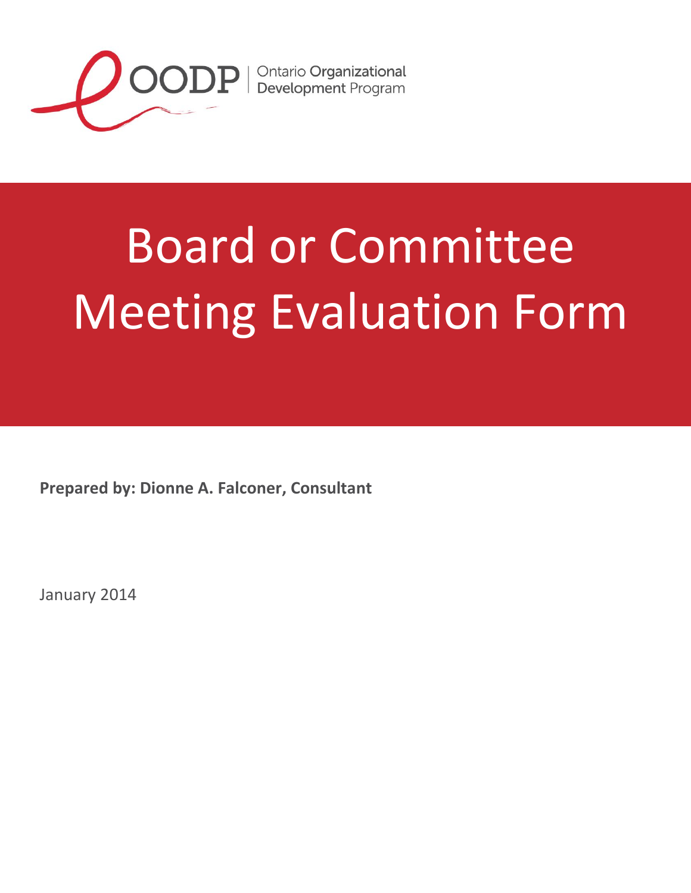OODP | Ontario **Organizational** **Development** Program

# Board or Committee Meeting Evaluation Form

**Prepared by: Dionne A. Falconer, Consultant**

January 2014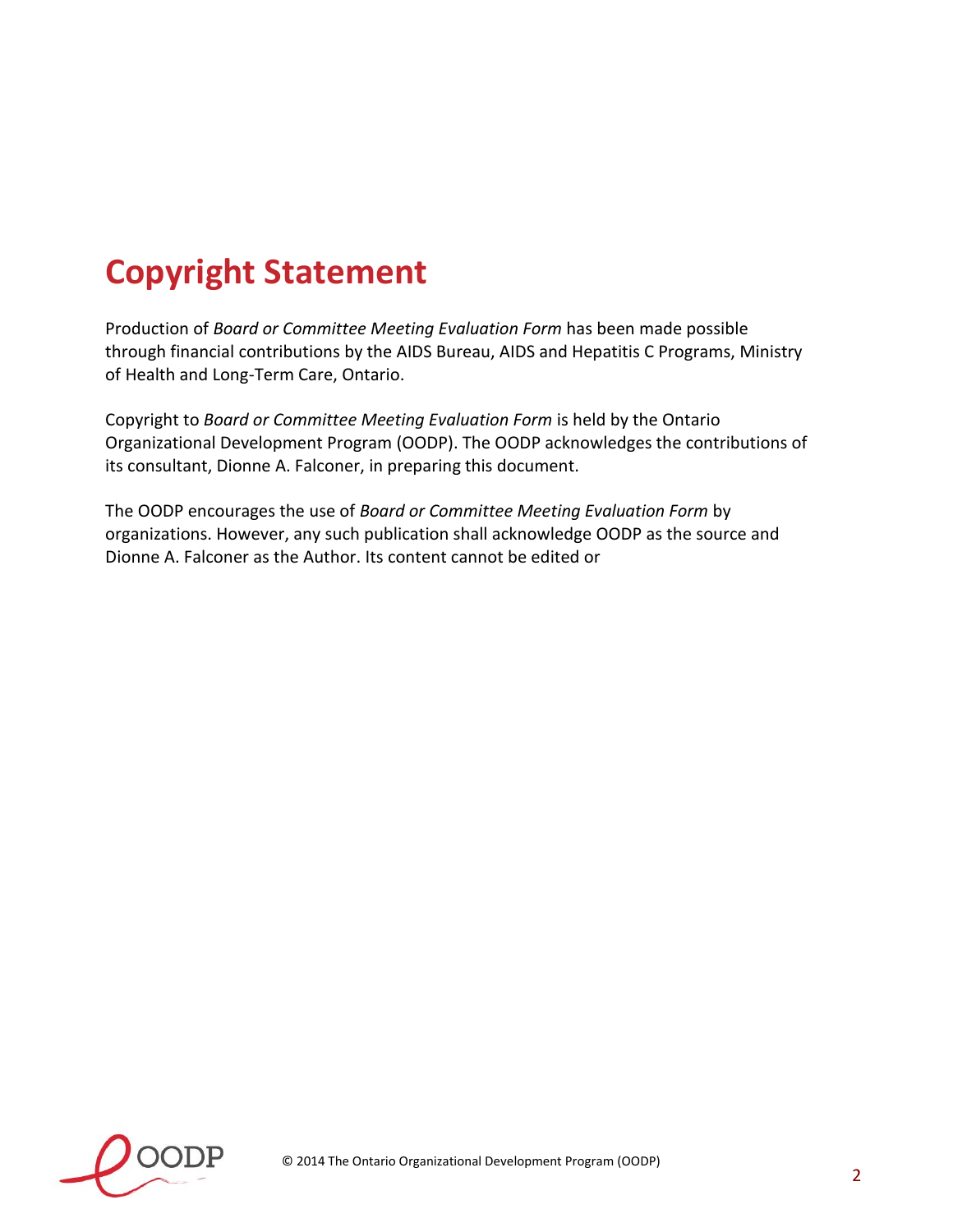# Copyright Statement

Production of *Board or Committee Meeting Evaluation Form* has been made possible through financial contributions by the AIDS Bureau, AIDS and Hepatitis C Programs, Ministry of Health and Long-Term Care, Ontario.

Copyright to *Board or Committee Meeting Evaluation Form* is held by the Ontario Organizational Development Program (OODP). The OODP acknowledges the contributions of its consultant, Dionne A. Falconer, in preparing this document.

The OODP encourages the use of *Board or Committee Meeting Evaluation Form* by organizations. However, any such publication shall acknowledge OODP as the source and Dionne A. Falconer as the Author. Its content cannot be edited or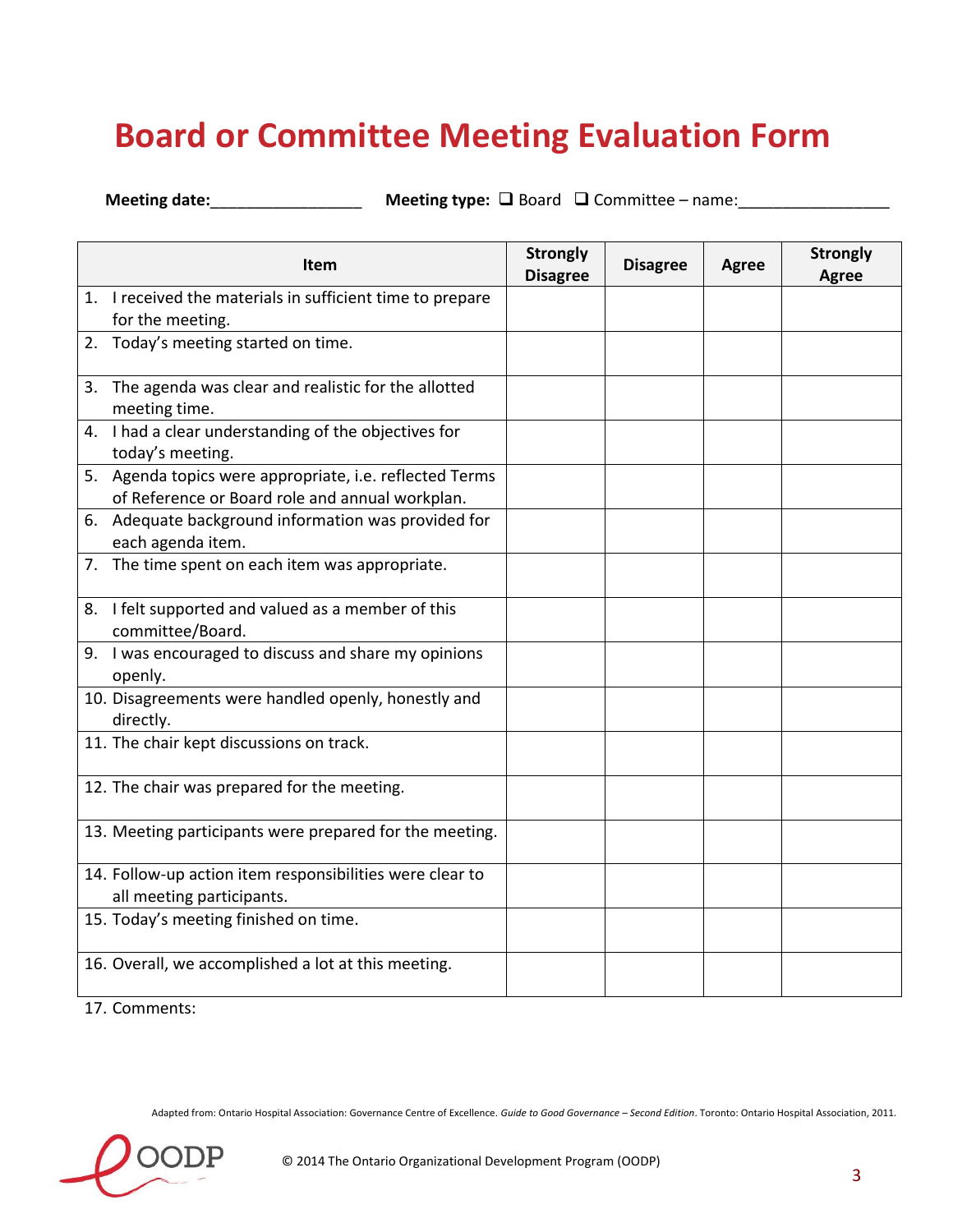# Board or Committee Meeting Evaluation Form

**Meeting date:**_________________ **Meeting type:** ❑ Board ❑ Committee – name:_________________

| Item | Strongly Disagree | Disagree | Agree | Strongly Agree |
|---|---|---|---|---|
| 1. I received the materials in sufficient time to prepare for the meeting. | | | | |
| 2. Today's meeting started on time. | | | | |
| 3. The agenda was clear and realistic for the allotted meeting time. | | | | |
| 4. I had a clear understanding of the objectives for today's meeting. | | | | |
| 5. Agenda topics were appropriate, i.e. reflected Terms of Reference or Board role and annual workplan. | | | | |
| 6. Adequate background information was provided for each agenda item. | | | | |
| 7. The time spent on each item was appropriate. | | | | |
| 8. I felt supported and valued as a member of this committee/Board. | | | | |
| 9. I was encouraged to discuss and share my opinions openly. | | | | |
| 10. Disagreements were handled openly, honestly and directly. | | | | |
| 11. The chair kept discussions on track. | | | | |
| 12. The chair was prepared for the meeting. | | | | |
| 13. Meeting participants were prepared for the meeting. | | | | |
| 14. Follow-up action item responsibilities were clear to all meeting participants. | | | | |
| 15. Today's meeting finished on time. | | | | |
| 16. Overall, we accomplished a lot at this meeting. | | | | |

17. Comments:

Adapted from: Ontario Hospital Association: Governance Centre of Excellence. *Guide to Good Governance – Second Edition*. Toronto: Ontario Hospital Association, 2011.

OODP

© 2014 The Ontario Organizational Development Program (OODP)